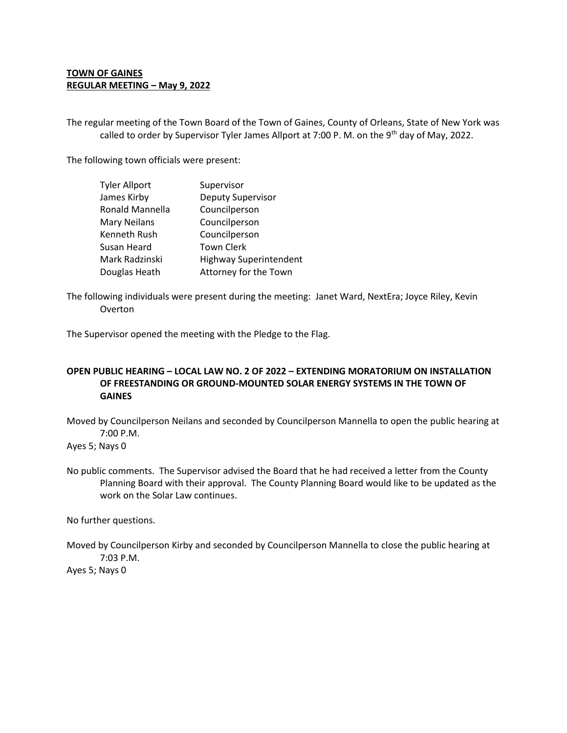**TOWN OF GAINES**
**REGULAR MEETING – May 9, 2022**

The regular meeting of the Town Board of the Town of Gaines, County of Orleans, State of New York was called to order by Supervisor Tyler James Allport at 7:00 P. M. on the 9th day of May, 2022.

The following town officials were present:

| | |
|---|---|
| Tyler Allport | Supervisor |
| James Kirby | Deputy Supervisor |
| Ronald Mannella | Councilperson |
| Mary Neilans | Councilperson |
| Kenneth Rush | Councilperson |
| Susan Heard | Town Clerk |
| Mark Radzinski | Highway Superintendent |
| Douglas Heath | Attorney for the Town |

The following individuals were present during the meeting: Janet Ward, NextEra; Joyce Riley, Kevin Overton

The Supervisor opened the meeting with the Pledge to the Flag.

**OPEN PUBLIC HEARING – LOCAL LAW NO. 2 OF 2022 – EXTENDING MORATORIUM ON INSTALLATION OF FREESTANDING OR GROUND-MOUNTED SOLAR ENERGY SYSTEMS IN THE TOWN OF GAINES**

Moved by Councilperson Neilans and seconded by Councilperson Mannella to open the public hearing at 7:00 P.M.
Ayes 5; Nays 0

No public comments. The Supervisor advised the Board that he had received a letter from the County Planning Board with their approval. The County Planning Board would like to be updated as the work on the Solar Law continues.

No further questions.

Moved by Councilperson Kirby and seconded by Councilperson Mannella to close the public hearing at 7:03 P.M.
Ayes 5; Nays 0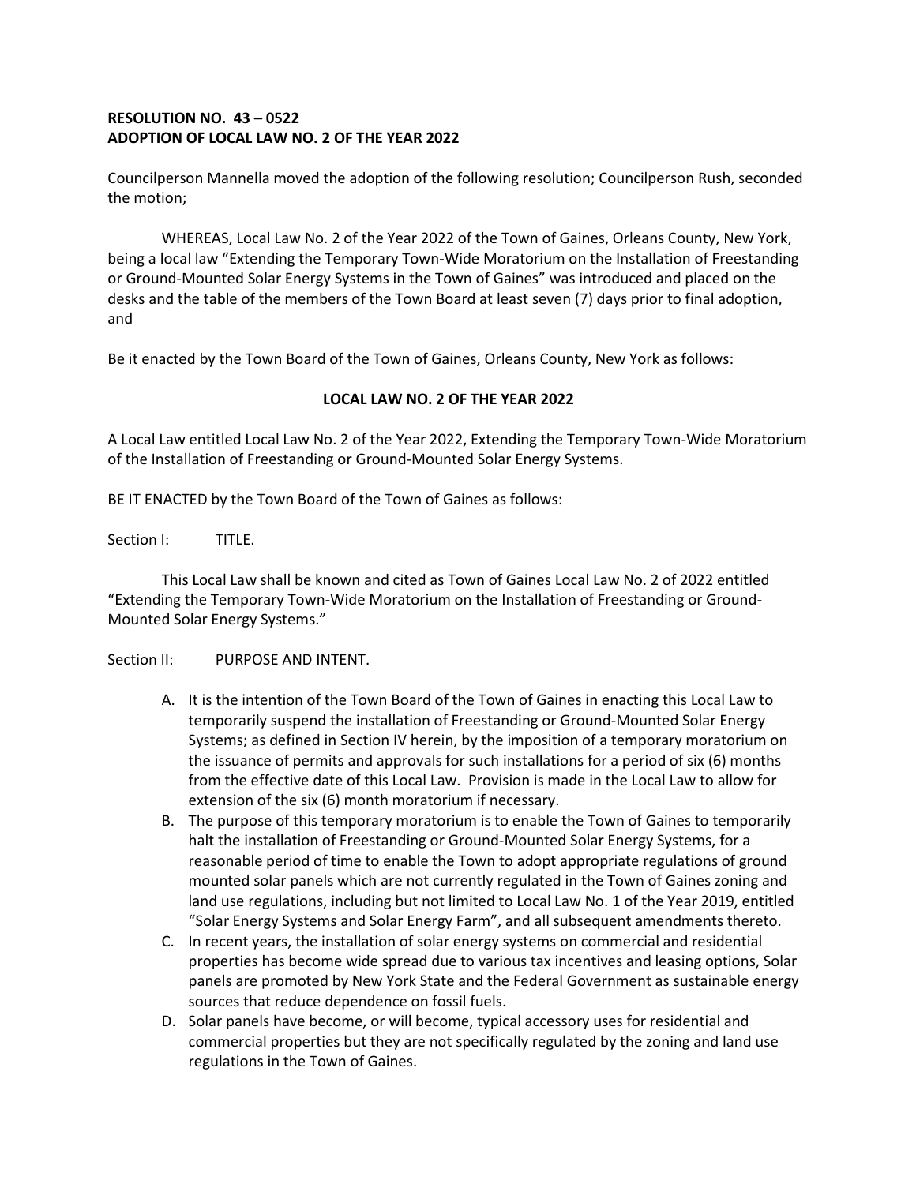**RESOLUTION NO. 43 – 0522**
**ADOPTION OF LOCAL LAW NO. 2 OF THE YEAR 2022**

Councilperson Mannella moved the adoption of the following resolution; Councilperson Rush, seconded the motion;

WHEREAS, Local Law No. 2 of the Year 2022 of the Town of Gaines, Orleans County, New York, being a local law "Extending the Temporary Town-Wide Moratorium on the Installation of Freestanding or Ground-Mounted Solar Energy Systems in the Town of Gaines" was introduced and placed on the desks and the table of the members of the Town Board at least seven (7) days prior to final adoption, and

Be it enacted by the Town Board of the Town of Gaines, Orleans County, New York as follows:

**LOCAL LAW NO. 2 OF THE YEAR 2022**

A Local Law entitled Local Law No. 2 of the Year 2022, Extending the Temporary Town-Wide Moratorium of the Installation of Freestanding or Ground-Mounted Solar Energy Systems.

BE IT ENACTED by the Town Board of the Town of Gaines as follows:

Section I: TITLE.

This Local Law shall be known and cited as Town of Gaines Local Law No. 2 of 2022 entitled "Extending the Temporary Town-Wide Moratorium on the Installation of Freestanding or Ground-Mounted Solar Energy Systems."

Section II: PURPOSE AND INTENT.

A. It is the intention of the Town Board of the Town of Gaines in enacting this Local Law to temporarily suspend the installation of Freestanding or Ground-Mounted Solar Energy Systems; as defined in Section IV herein, by the imposition of a temporary moratorium on the issuance of permits and approvals for such installations for a period of six (6) months from the effective date of this Local Law. Provision is made in the Local Law to allow for extension of the six (6) month moratorium if necessary.
B. The purpose of this temporary moratorium is to enable the Town of Gaines to temporarily halt the installation of Freestanding or Ground-Mounted Solar Energy Systems, for a reasonable period of time to enable the Town to adopt appropriate regulations of ground mounted solar panels which are not currently regulated in the Town of Gaines zoning and land use regulations, including but not limited to Local Law No. 1 of the Year 2019, entitled "Solar Energy Systems and Solar Energy Farm", and all subsequent amendments thereto.
C. In recent years, the installation of solar energy systems on commercial and residential properties has become wide spread due to various tax incentives and leasing options, Solar panels are promoted by New York State and the Federal Government as sustainable energy sources that reduce dependence on fossil fuels.
D. Solar panels have become, or will become, typical accessory uses for residential and commercial properties but they are not specifically regulated by the zoning and land use regulations in the Town of Gaines.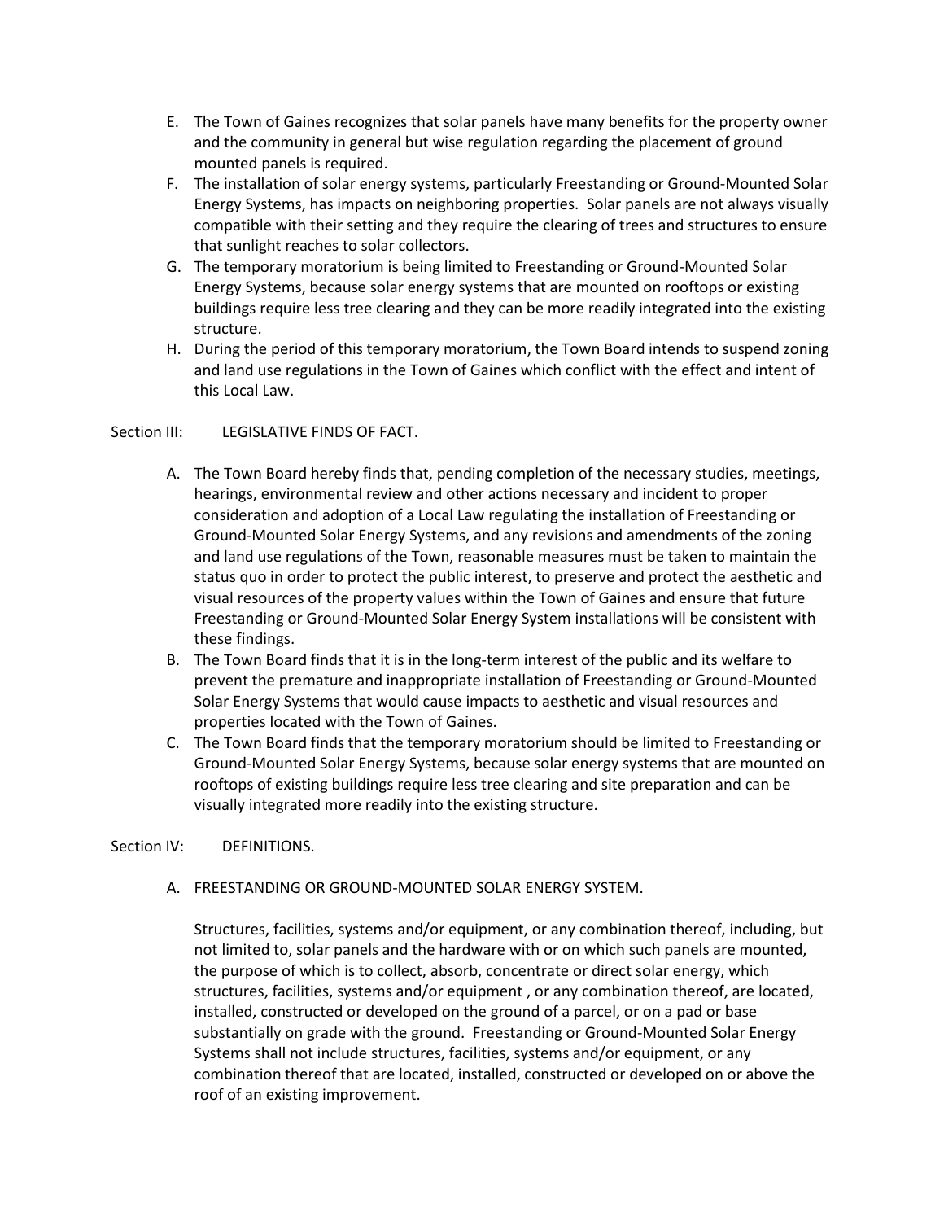E. The Town of Gaines recognizes that solar panels have many benefits for the property owner and the community in general but wise regulation regarding the placement of ground mounted panels is required.
F. The installation of solar energy systems, particularly Freestanding or Ground-Mounted Solar Energy Systems, has impacts on neighboring properties. Solar panels are not always visually compatible with their setting and they require the clearing of trees and structures to ensure that sunlight reaches to solar collectors.
G. The temporary moratorium is being limited to Freestanding or Ground-Mounted Solar Energy Systems, because solar energy systems that are mounted on rooftops or existing buildings require less tree clearing and they can be more readily integrated into the existing structure.
H. During the period of this temporary moratorium, the Town Board intends to suspend zoning and land use regulations in the Town of Gaines which conflict with the effect and intent of this Local Law.

Section III: LEGISLATIVE FINDS OF FACT.

A. The Town Board hereby finds that, pending completion of the necessary studies, meetings, hearings, environmental review and other actions necessary and incident to proper consideration and adoption of a Local Law regulating the installation of Freestanding or Ground-Mounted Solar Energy Systems, and any revisions and amendments of the zoning and land use regulations of the Town, reasonable measures must be taken to maintain the status quo in order to protect the public interest, to preserve and protect the aesthetic and visual resources of the property values within the Town of Gaines and ensure that future Freestanding or Ground-Mounted Solar Energy System installations will be consistent with these findings.
B. The Town Board finds that it is in the long-term interest of the public and its welfare to prevent the premature and inappropriate installation of Freestanding or Ground-Mounted Solar Energy Systems that would cause impacts to aesthetic and visual resources and properties located with the Town of Gaines.
C. The Town Board finds that the temporary moratorium should be limited to Freestanding or Ground-Mounted Solar Energy Systems, because solar energy systems that are mounted on rooftops of existing buildings require less tree clearing and site preparation and can be visually integrated more readily into the existing structure.

Section IV: DEFINITIONS.

A. FREESTANDING OR GROUND-MOUNTED SOLAR ENERGY SYSTEM.

Structures, facilities, systems and/or equipment, or any combination thereof, including, but not limited to, solar panels and the hardware with or on which such panels are mounted, the purpose of which is to collect, absorb, concentrate or direct solar energy, which structures, facilities, systems and/or equipment , or any combination thereof, are located, installed, constructed or developed on the ground of a parcel, or on a pad or base substantially on grade with the ground. Freestanding or Ground-Mounted Solar Energy Systems shall not include structures, facilities, systems and/or equipment, or any combination thereof that are located, installed, constructed or developed on or above the roof of an existing improvement.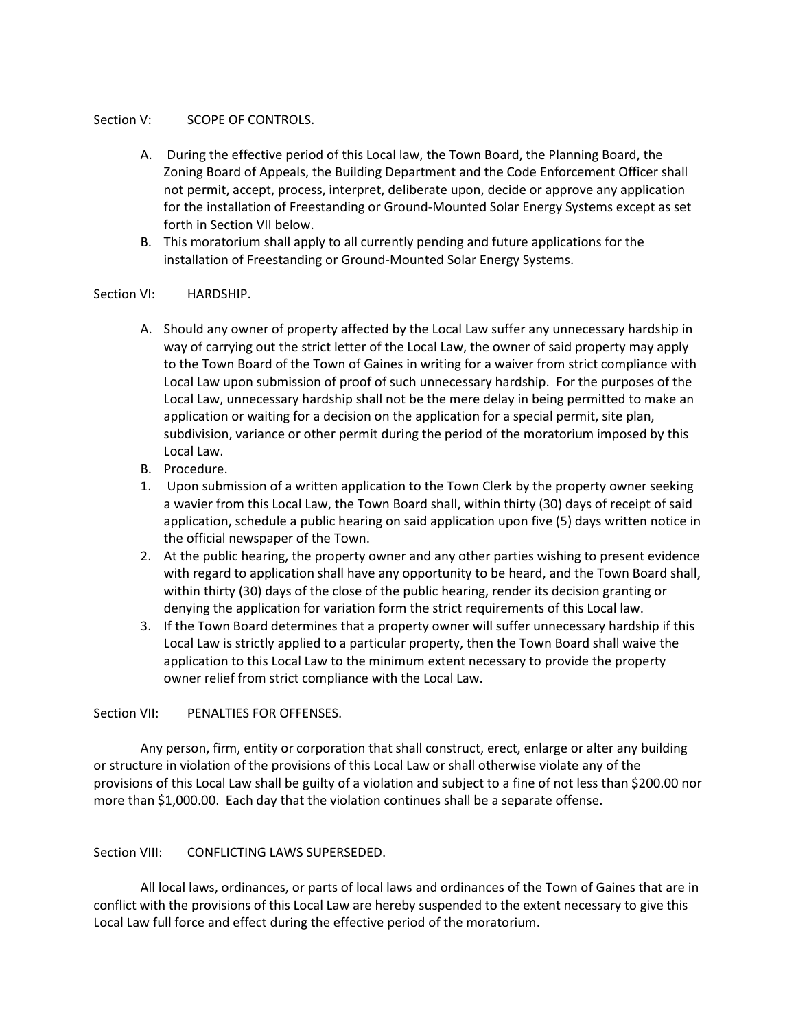Section V: SCOPE OF CONTROLS.

A. During the effective period of this Local law, the Town Board, the Planning Board, the Zoning Board of Appeals, the Building Department and the Code Enforcement Officer shall not permit, accept, process, interpret, deliberate upon, decide or approve any application for the installation of Freestanding or Ground-Mounted Solar Energy Systems except as set forth in Section VII below.

B. This moratorium shall apply to all currently pending and future applications for the installation of Freestanding or Ground-Mounted Solar Energy Systems.

Section VI: HARDSHIP.

A. Should any owner of property affected by the Local Law suffer any unnecessary hardship in way of carrying out the strict letter of the Local Law, the owner of said property may apply to the Town Board of the Town of Gaines in writing for a waiver from strict compliance with Local Law upon submission of proof of such unnecessary hardship. For the purposes of the Local Law, unnecessary hardship shall not be the mere delay in being permitted to make an application or waiting for a decision on the application for a special permit, site plan, subdivision, variance or other permit during the period of the moratorium imposed by this Local Law.

B. Procedure.

1. Upon submission of a written application to the Town Clerk by the property owner seeking a wavier from this Local Law, the Town Board shall, within thirty (30) days of receipt of said application, schedule a public hearing on said application upon five (5) days written notice in the official newspaper of the Town.
2. At the public hearing, the property owner and any other parties wishing to present evidence with regard to application shall have any opportunity to be heard, and the Town Board shall, within thirty (30) days of the close of the public hearing, render its decision granting or denying the application for variation form the strict requirements of this Local law.
3. If the Town Board determines that a property owner will suffer unnecessary hardship if this Local Law is strictly applied to a particular property, then the Town Board shall waive the application to this Local Law to the minimum extent necessary to provide the property owner relief from strict compliance with the Local Law.

Section VII: PENALTIES FOR OFFENSES.

Any person, firm, entity or corporation that shall construct, erect, enlarge or alter any building or structure in violation of the provisions of this Local Law or shall otherwise violate any of the provisions of this Local Law shall be guilty of a violation and subject to a fine of not less than $200.00 nor more than $1,000.00. Each day that the violation continues shall be a separate offense.

Section VIII: CONFLICTING LAWS SUPERSEDED.

All local laws, ordinances, or parts of local laws and ordinances of the Town of Gaines that are in conflict with the provisions of this Local Law are hereby suspended to the extent necessary to give this Local Law full force and effect during the effective period of the moratorium.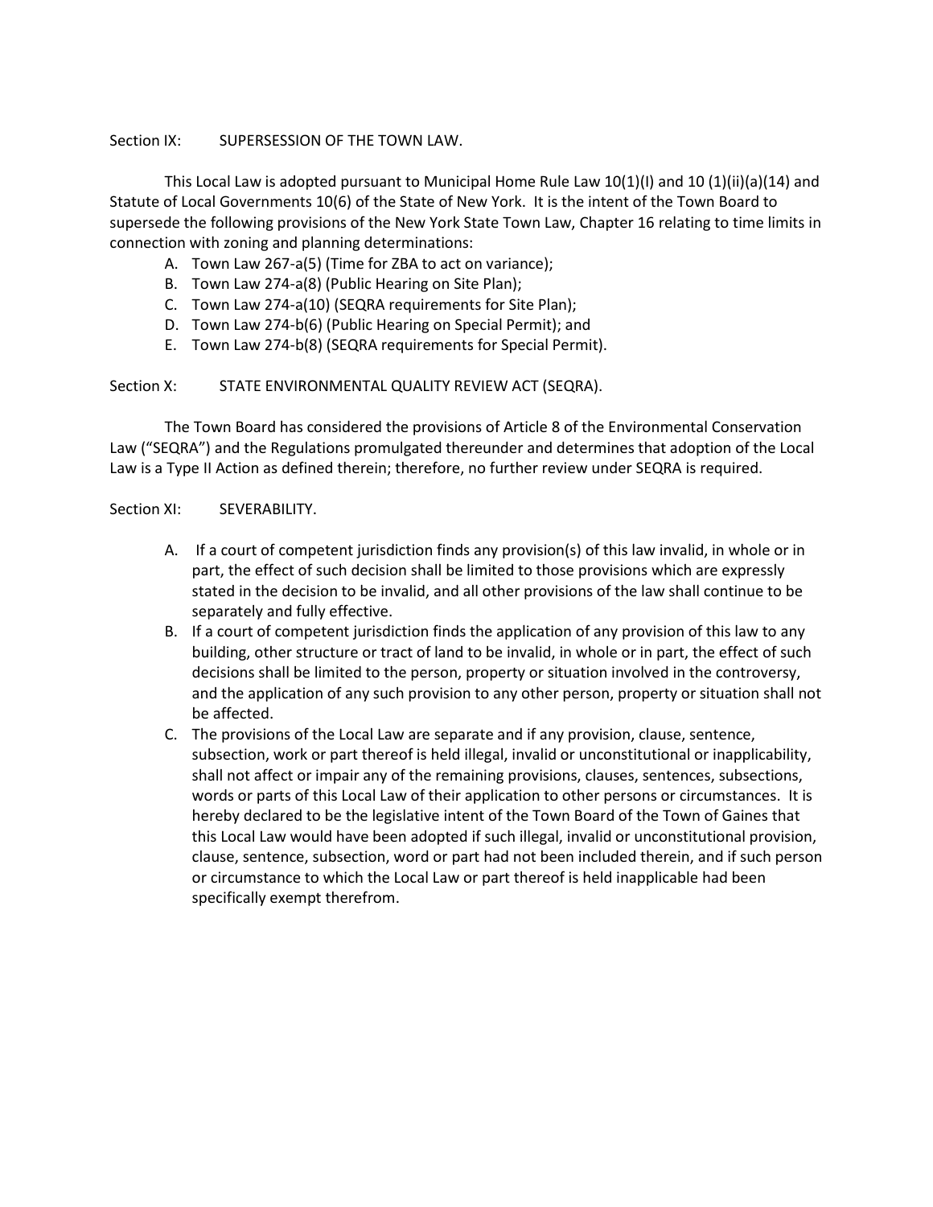Section IX: SUPERSESSION OF THE TOWN LAW.

This Local Law is adopted pursuant to Municipal Home Rule Law 10(1)(I) and 10 (1)(ii)(a)(14) and Statute of Local Governments 10(6) of the State of New York. It is the intent of the Town Board to supersede the following provisions of the New York State Town Law, Chapter 16 relating to time limits in connection with zoning and planning determinations:

A. Town Law 267-a(5) (Time for ZBA to act on variance);
B. Town Law 274-a(8) (Public Hearing on Site Plan);
C. Town Law 274-a(10) (SEQRA requirements for Site Plan);
D. Town Law 274-b(6) (Public Hearing on Special Permit); and
E. Town Law 274-b(8) (SEQRA requirements for Special Permit).

Section X: STATE ENVIRONMENTAL QUALITY REVIEW ACT (SEQRA).

The Town Board has considered the provisions of Article 8 of the Environmental Conservation Law ("SEQRA") and the Regulations promulgated thereunder and determines that adoption of the Local Law is a Type II Action as defined therein; therefore, no further review under SEQRA is required.

Section XI: SEVERABILITY.

A. If a court of competent jurisdiction finds any provision(s) of this law invalid, in whole or in part, the effect of such decision shall be limited to those provisions which are expressly stated in the decision to be invalid, and all other provisions of the law shall continue to be separately and fully effective.
B. If a court of competent jurisdiction finds the application of any provision of this law to any building, other structure or tract of land to be invalid, in whole or in part, the effect of such decisions shall be limited to the person, property or situation involved in the controversy, and the application of any such provision to any other person, property or situation shall not be affected.
C. The provisions of the Local Law are separate and if any provision, clause, sentence, subsection, work or part thereof is held illegal, invalid or unconstitutional or inapplicability, shall not affect or impair any of the remaining provisions, clauses, sentences, subsections, words or parts of this Local Law of their application to other persons or circumstances. It is hereby declared to be the legislative intent of the Town Board of the Town of Gaines that this Local Law would have been adopted if such illegal, invalid or unconstitutional provision, clause, sentence, subsection, word or part had not been included therein, and if such person or circumstance to which the Local Law or part thereof is held inapplicable had been specifically exempt therefrom.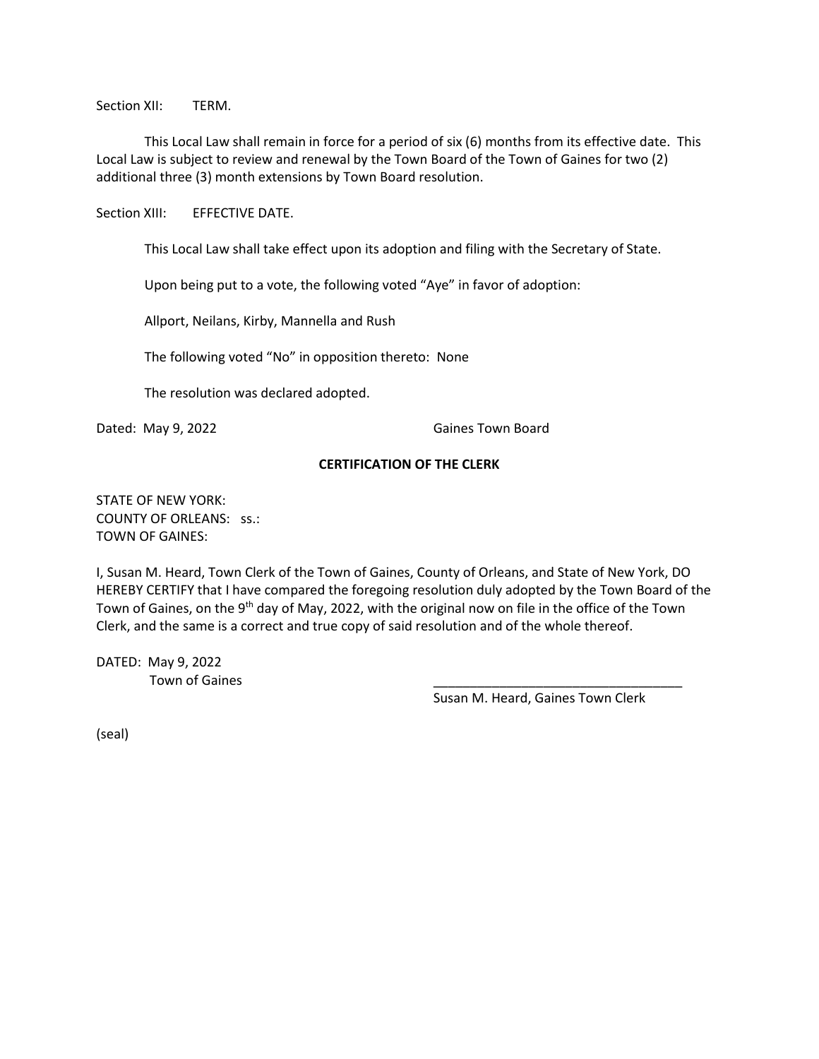Section XII: TERM.

This Local Law shall remain in force for a period of six (6) months from its effective date. This Local Law is subject to review and renewal by the Town Board of the Town of Gaines for two (2) additional three (3) month extensions by Town Board resolution.

Section XIII: EFFECTIVE DATE.

This Local Law shall take effect upon its adoption and filing with the Secretary of State.

Upon being put to a vote, the following voted "Aye" in favor of adoption:

Allport, Neilans, Kirby, Mannella and Rush

The following voted "No" in opposition thereto: None

The resolution was declared adopted.

Dated: May 9, 2022 Gaines Town Board

**CERTIFICATION OF THE CLERK**

STATE OF NEW YORK:
COUNTY OF ORLEANS: ss.:
TOWN OF GAINES:

I, Susan M. Heard, Town Clerk of the Town of Gaines, County of Orleans, and State of New York, DO HEREBY CERTIFY that I have compared the foregoing resolution duly adopted by the Town Board of the Town of Gaines, on the 9th day of May, 2022, with the original now on file in the office of the Town Clerk, and the same is a correct and true copy of said resolution and of the whole thereof.

DATED: May 9, 2022
Town of Gaines

\_\_\_\_\_\_\_\_\_\_\_\_\_\_\_\_\_\_\_\_\_\_\_\_\_\_\_\_\_\_\_\_\_\_\_\_
Susan M. Heard, Gaines Town Clerk

(seal)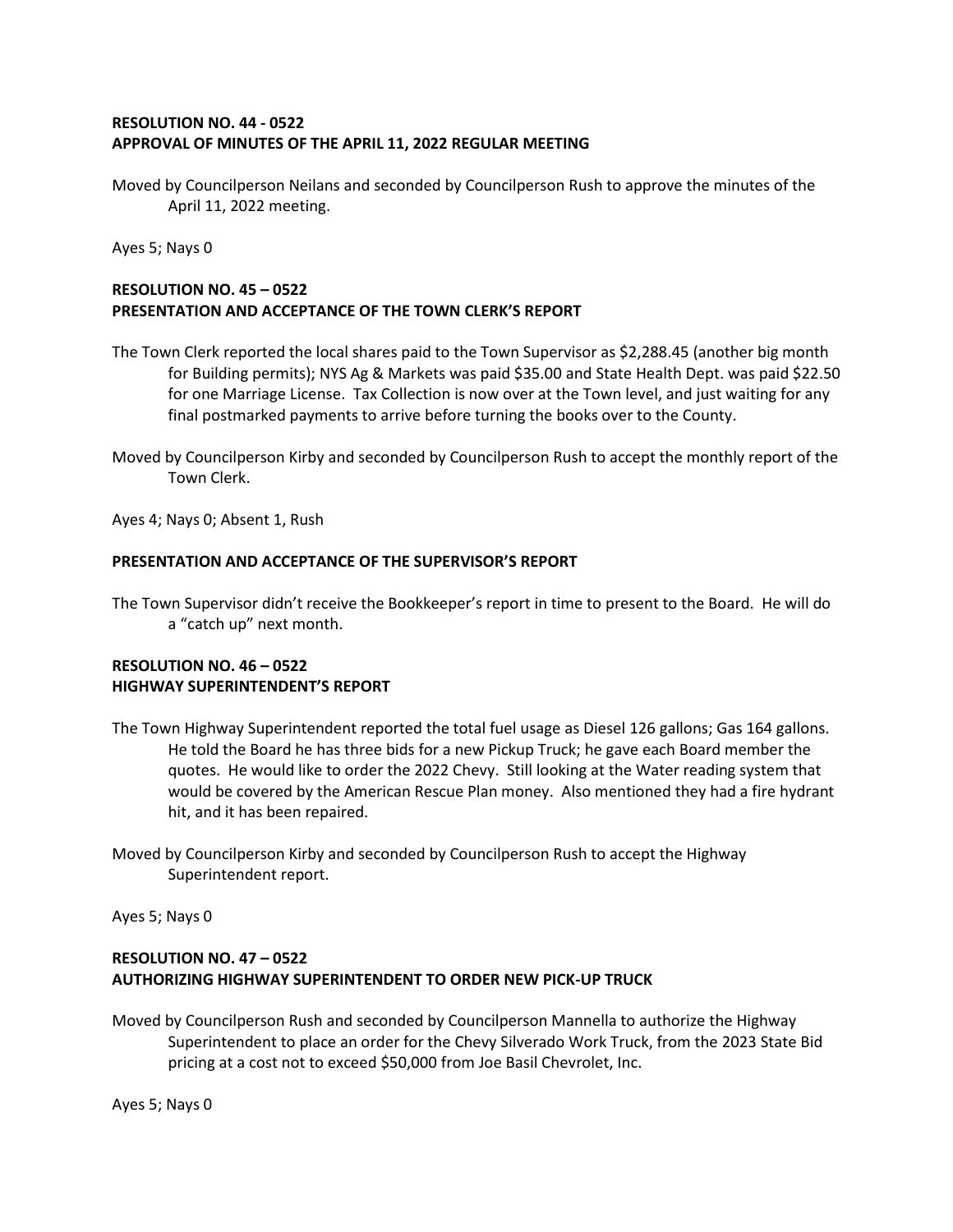**RESOLUTION NO. 44 - 0522**
**APPROVAL OF MINUTES OF THE APRIL 11, 2022 REGULAR MEETING**

Moved by Councilperson Neilans and seconded by Councilperson Rush to approve the minutes of the April 11, 2022 meeting.

Ayes 5; Nays 0

**RESOLUTION NO. 45 – 0522**
**PRESENTATION AND ACCEPTANCE OF THE TOWN CLERK'S REPORT**

The Town Clerk reported the local shares paid to the Town Supervisor as $2,288.45 (another big month for Building permits); NYS Ag & Markets was paid $35.00 and State Health Dept. was paid $22.50 for one Marriage License. Tax Collection is now over at the Town level, and just waiting for any final postmarked payments to arrive before turning the books over to the County.

Moved by Councilperson Kirby and seconded by Councilperson Rush to accept the monthly report of the Town Clerk.

Ayes 4; Nays 0; Absent 1, Rush

**PRESENTATION AND ACCEPTANCE OF THE SUPERVISOR'S REPORT**

The Town Supervisor didn't receive the Bookkeeper's report in time to present to the Board. He will do a "catch up" next month.

**RESOLUTION NO. 46 – 0522**
**HIGHWAY SUPERINTENDENT'S REPORT**

The Town Highway Superintendent reported the total fuel usage as Diesel 126 gallons; Gas 164 gallons. He told the Board he has three bids for a new Pickup Truck; he gave each Board member the quotes. He would like to order the 2022 Chevy. Still looking at the Water reading system that would be covered by the American Rescue Plan money. Also mentioned they had a fire hydrant hit, and it has been repaired.

Moved by Councilperson Kirby and seconded by Councilperson Rush to accept the Highway Superintendent report.

Ayes 5; Nays 0

**RESOLUTION NO. 47 – 0522**
**AUTHORIZING HIGHWAY SUPERINTENDENT TO ORDER NEW PICK-UP TRUCK**

Moved by Councilperson Rush and seconded by Councilperson Mannella to authorize the Highway Superintendent to place an order for the Chevy Silverado Work Truck, from the 2023 State Bid pricing at a cost not to exceed $50,000 from Joe Basil Chevrolet, Inc.

Ayes 5; Nays 0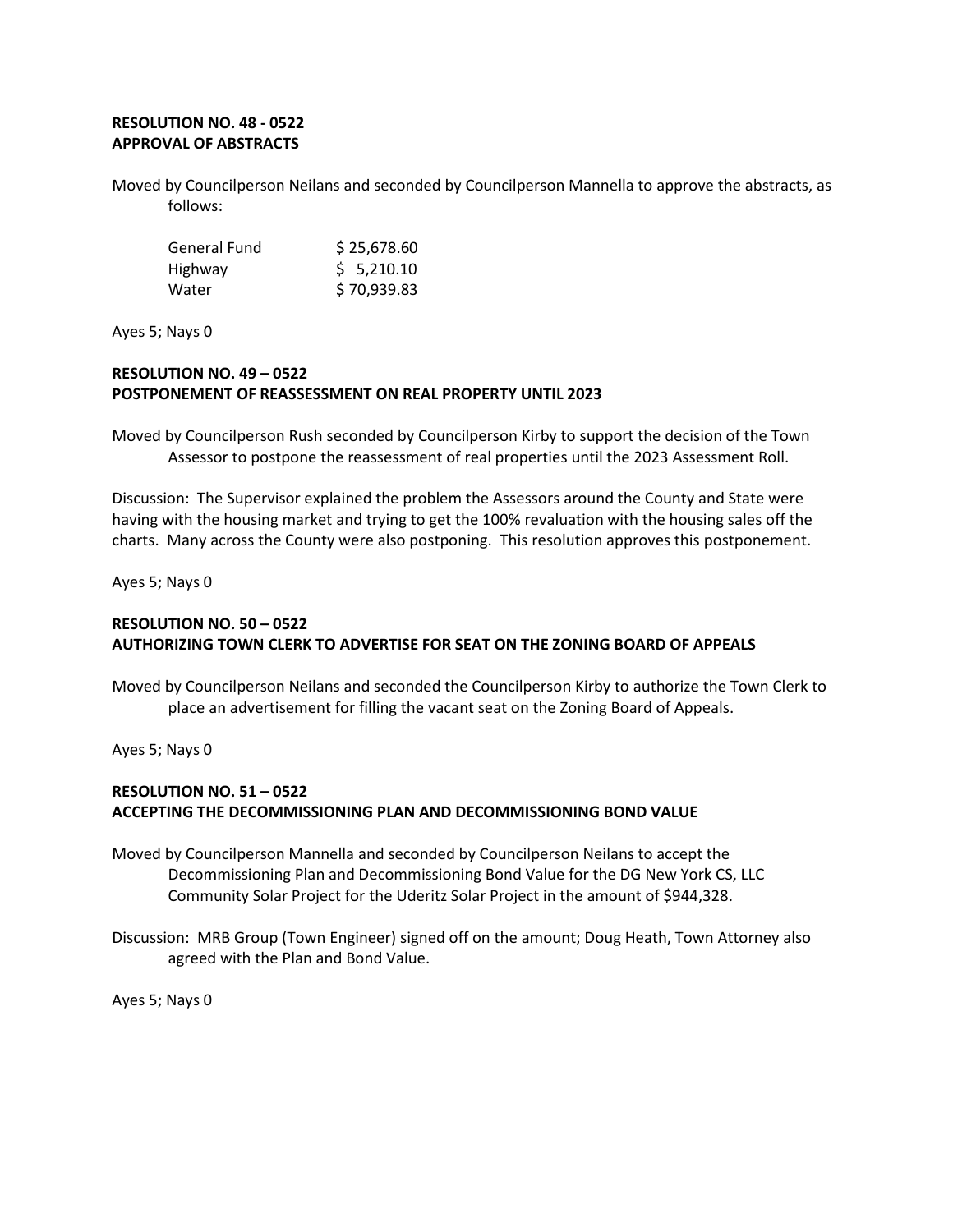**RESOLUTION NO. 48 - 0522**
**APPROVAL OF ABSTRACTS**

Moved by Councilperson Neilans and seconded by Councilperson Mannella to approve the abstracts, as follows:

| | |
|---|---|
| General Fund | $ 25,678.60 |
| Highway | $ 5,210.10 |
| Water | $ 70,939.83 |

Ayes 5; Nays 0

**RESOLUTION NO. 49 – 0522**
**POSTPONEMENT OF REASSESSMENT ON REAL PROPERTY UNTIL 2023**

Moved by Councilperson Rush seconded by Councilperson Kirby to support the decision of the Town Assessor to postpone the reassessment of real properties until the 2023 Assessment Roll.

Discussion: The Supervisor explained the problem the Assessors around the County and State were having with the housing market and trying to get the 100% revaluation with the housing sales off the charts. Many across the County were also postponing. This resolution approves this postponement.

Ayes 5; Nays 0

**RESOLUTION NO. 50 – 0522**
**AUTHORIZING TOWN CLERK TO ADVERTISE FOR SEAT ON THE ZONING BOARD OF APPEALS**

Moved by Councilperson Neilans and seconded the Councilperson Kirby to authorize the Town Clerk to place an advertisement for filling the vacant seat on the Zoning Board of Appeals.

Ayes 5; Nays 0

**RESOLUTION NO. 51 – 0522**
**ACCEPTING THE DECOMMISSIONING PLAN AND DECOMMISSIONING BOND VALUE**

Moved by Councilperson Mannella and seconded by Councilperson Neilans to accept the Decommissioning Plan and Decommissioning Bond Value for the DG New York CS, LLC Community Solar Project for the Uderitz Solar Project in the amount of $944,328.

Discussion: MRB Group (Town Engineer) signed off on the amount; Doug Heath, Town Attorney also agreed with the Plan and Bond Value.

Ayes 5; Nays 0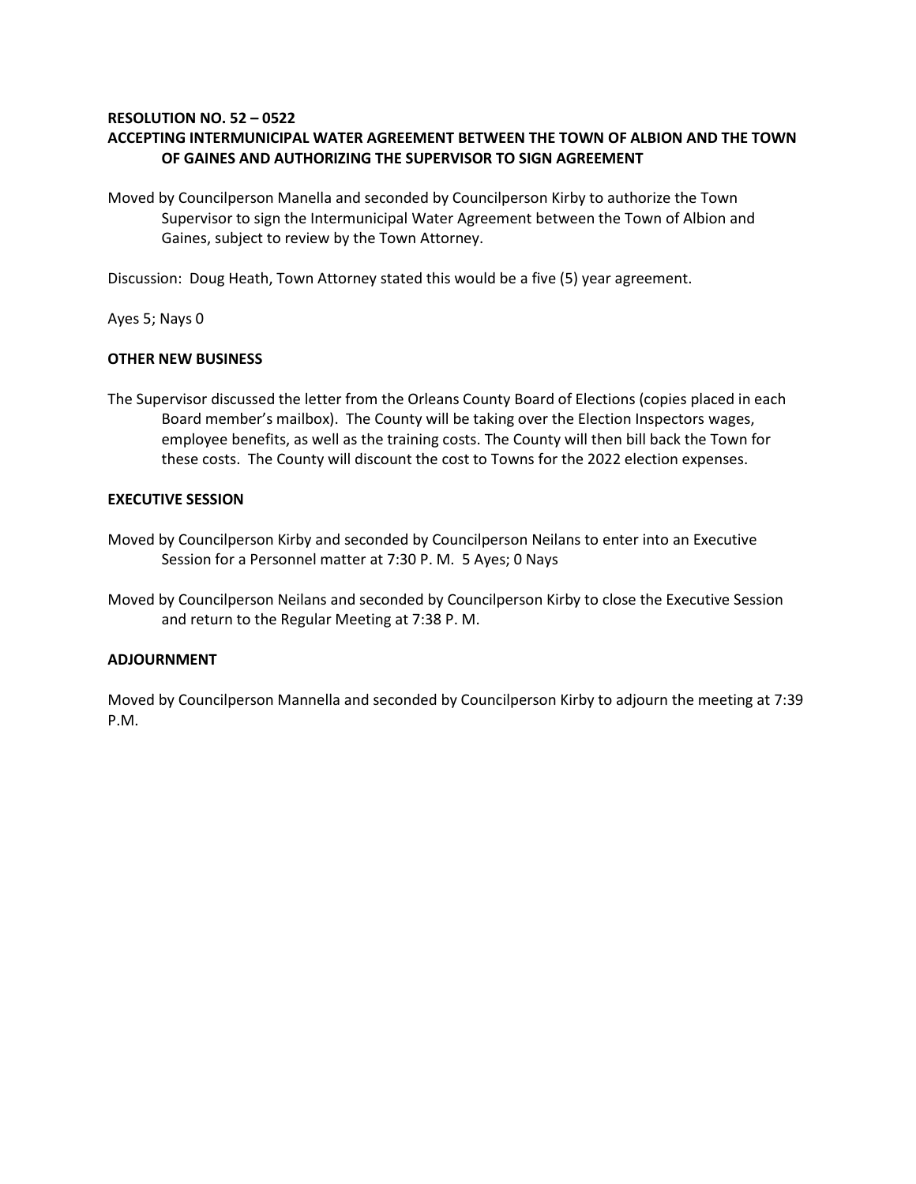**RESOLUTION NO. 52 – 0522**
**ACCEPTING INTERMUNICIPAL WATER AGREEMENT BETWEEN THE TOWN OF ALBION AND THE TOWN OF GAINES AND AUTHORIZING THE SUPERVISOR TO SIGN AGREEMENT**

Moved by Councilperson Manella and seconded by Councilperson Kirby to authorize the Town Supervisor to sign the Intermunicipal Water Agreement between the Town of Albion and Gaines, subject to review by the Town Attorney.

Discussion: Doug Heath, Town Attorney stated this would be a five (5) year agreement.

Ayes 5; Nays 0

**OTHER NEW BUSINESS**

The Supervisor discussed the letter from the Orleans County Board of Elections (copies placed in each Board member's mailbox). The County will be taking over the Election Inspectors wages, employee benefits, as well as the training costs. The County will then bill back the Town for these costs. The County will discount the cost to Towns for the 2022 election expenses.

**EXECUTIVE SESSION**

Moved by Councilperson Kirby and seconded by Councilperson Neilans to enter into an Executive Session for a Personnel matter at 7:30 P. M. 5 Ayes; 0 Nays

Moved by Councilperson Neilans and seconded by Councilperson Kirby to close the Executive Session and return to the Regular Meeting at 7:38 P. M.

**ADJOURNMENT**

Moved by Councilperson Mannella and seconded by Councilperson Kirby to adjourn the meeting at 7:39 P.M.